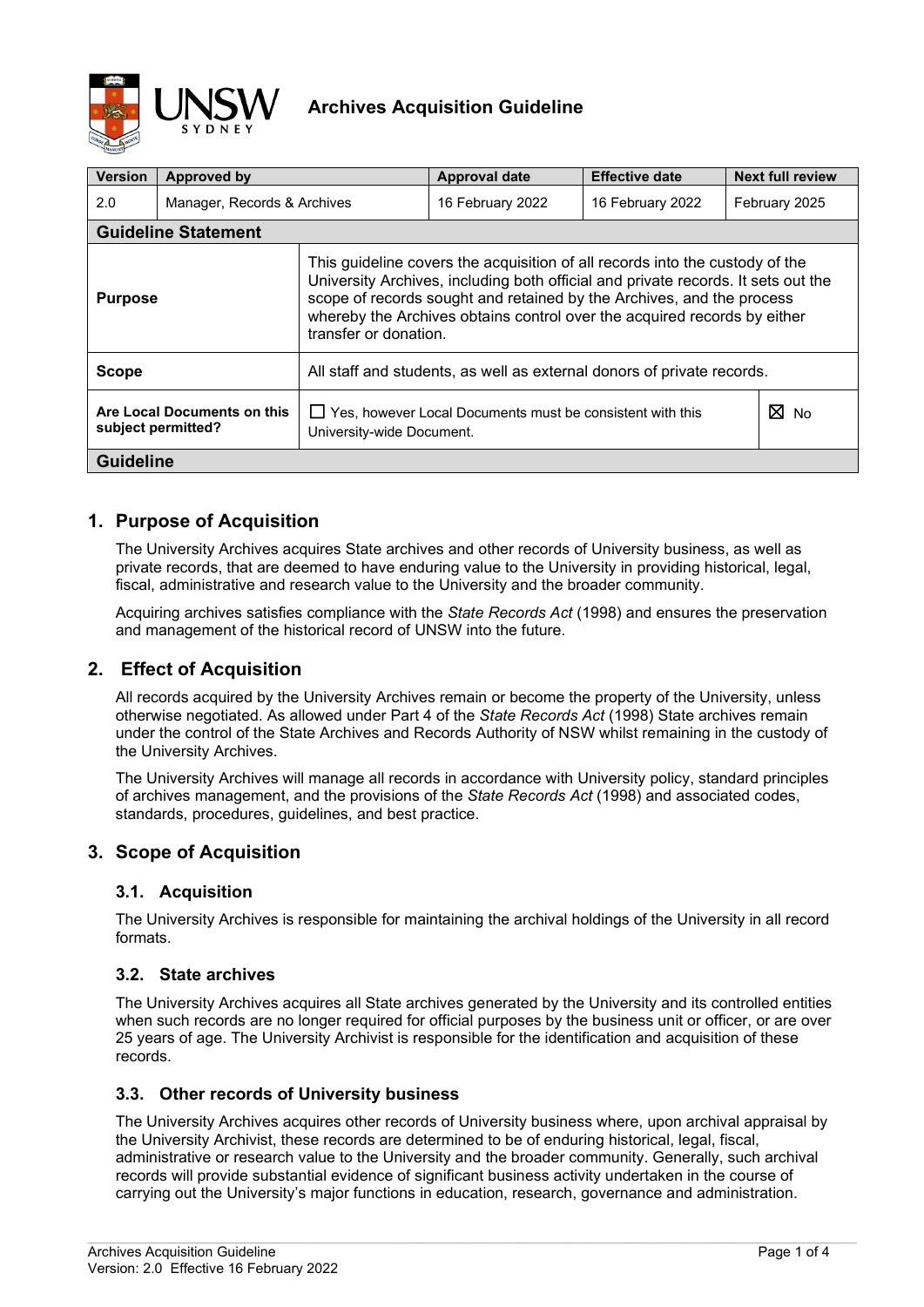# Archives Acquisition Guideline

| Version | Approved by | Approval date | Effective date | Next full review |
|---|---|---|---|---|
| 2.0 | Manager, Records & Archives | 16 February 2022 | 16 February 2022 | February 2025 |

**Guideline Statement**

| | | |
|---|---|---|
| **Purpose** | This guideline covers the acquisition of all records into the custody of the University Archives, including both official and private records. It sets out the scope of records sought and retained by the Archives, and the process whereby the Archives obtains control over the acquired records by either transfer or donation. | |
| **Scope** | All staff and students, as well as external donors of private records. | |
| **Are Local Documents on this subject permitted?** | ☐ Yes, however Local Documents must be consistent with this University-wide Document. | ☒ No |

**Guideline**

## 1. Purpose of Acquisition

The University Archives acquires State archives and other records of University business, as well as private records, that are deemed to have enduring value to the University in providing historical, legal, fiscal, administrative and research value to the University and the broader community.

Acquiring archives satisfies compliance with the *State Records Act* (1998) and ensures the preservation and management of the historical record of UNSW into the future.

## 2. Effect of Acquisition

All records acquired by the University Archives remain or become the property of the University, unless otherwise negotiated. As allowed under Part 4 of the *State Records Act* (1998) State archives remain under the control of the State Archives and Records Authority of NSW whilst remaining in the custody of the University Archives.

The University Archives will manage all records in accordance with University policy, standard principles of archives management, and the provisions of the *State Records Act* (1998) and associated codes, standards, procedures, guidelines, and best practice.

## 3. Scope of Acquisition

### 3.1. Acquisition

The University Archives is responsible for maintaining the archival holdings of the University in all record formats.

### 3.2. State archives

The University Archives acquires all State archives generated by the University and its controlled entities when such records are no longer required for official purposes by the business unit or officer, or are over 25 years of age. The University Archivist is responsible for the identification and acquisition of these records.

### 3.3. Other records of University business

The University Archives acquires other records of University business where, upon archival appraisal by the University Archivist, these records are determined to be of enduring historical, legal, fiscal, administrative or research value to the University and the broader community. Generally, such archival records will provide substantial evidence of significant business activity undertaken in the course of carrying out the University's major functions in education, research, governance and administration.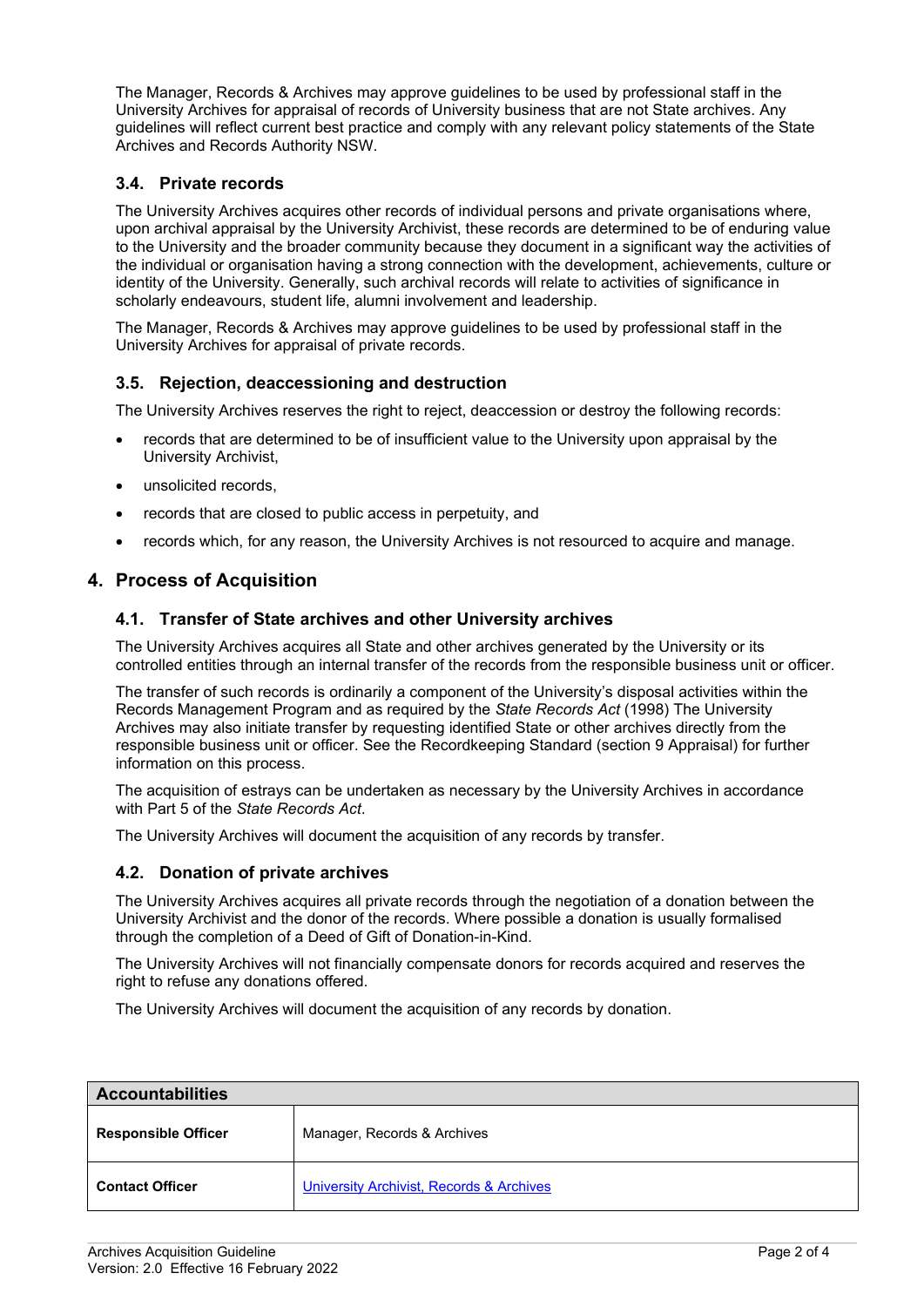The Manager, Records & Archives may approve guidelines to be used by professional staff in the University Archives for appraisal of records of University business that are not State archives. Any guidelines will reflect current best practice and comply with any relevant policy statements of the State Archives and Records Authority NSW.

### 3.4. Private records

The University Archives acquires other records of individual persons and private organisations where, upon archival appraisal by the University Archivist, these records are determined to be of enduring value to the University and the broader community because they document in a significant way the activities of the individual or organisation having a strong connection with the development, achievements, culture or identity of the University. Generally, such archival records will relate to activities of significance in scholarly endeavours, student life, alumni involvement and leadership.

The Manager, Records & Archives may approve guidelines to be used by professional staff in the University Archives for appraisal of private records.

### 3.5. Rejection, deaccessioning and destruction

The University Archives reserves the right to reject, deaccession or destroy the following records:

- records that are determined to be of insufficient value to the University upon appraisal by the University Archivist,
- unsolicited records,
- records that are closed to public access in perpetuity, and
- records which, for any reason, the University Archives is not resourced to acquire and manage.

## 4. Process of Acquisition

### 4.1. Transfer of State archives and other University archives

The University Archives acquires all State and other archives generated by the University or its controlled entities through an internal transfer of the records from the responsible business unit or officer.

The transfer of such records is ordinarily a component of the University's disposal activities within the Records Management Program and as required by the *State Records Act* (1998) The University Archives may also initiate transfer by requesting identified State or other archives directly from the responsible business unit or officer. See the Recordkeeping Standard (section 9 Appraisal) for further information on this process.

The acquisition of estrays can be undertaken as necessary by the University Archives in accordance with Part 5 of the *State Records Act*.

The University Archives will document the acquisition of any records by transfer.

### 4.2. Donation of private archives

The University Archives acquires all private records through the negotiation of a donation between the University Archivist and the donor of the records. Where possible a donation is usually formalised through the completion of a Deed of Gift of Donation-in-Kind.

The University Archives will not financially compensate donors for records acquired and reserves the right to refuse any donations offered.

The University Archives will document the acquisition of any records by donation.

| Accountabilities | |
|---|---|
| **Responsible Officer** | Manager, Records & Archives |
| **Contact Officer** | University Archivist, Records & Archives |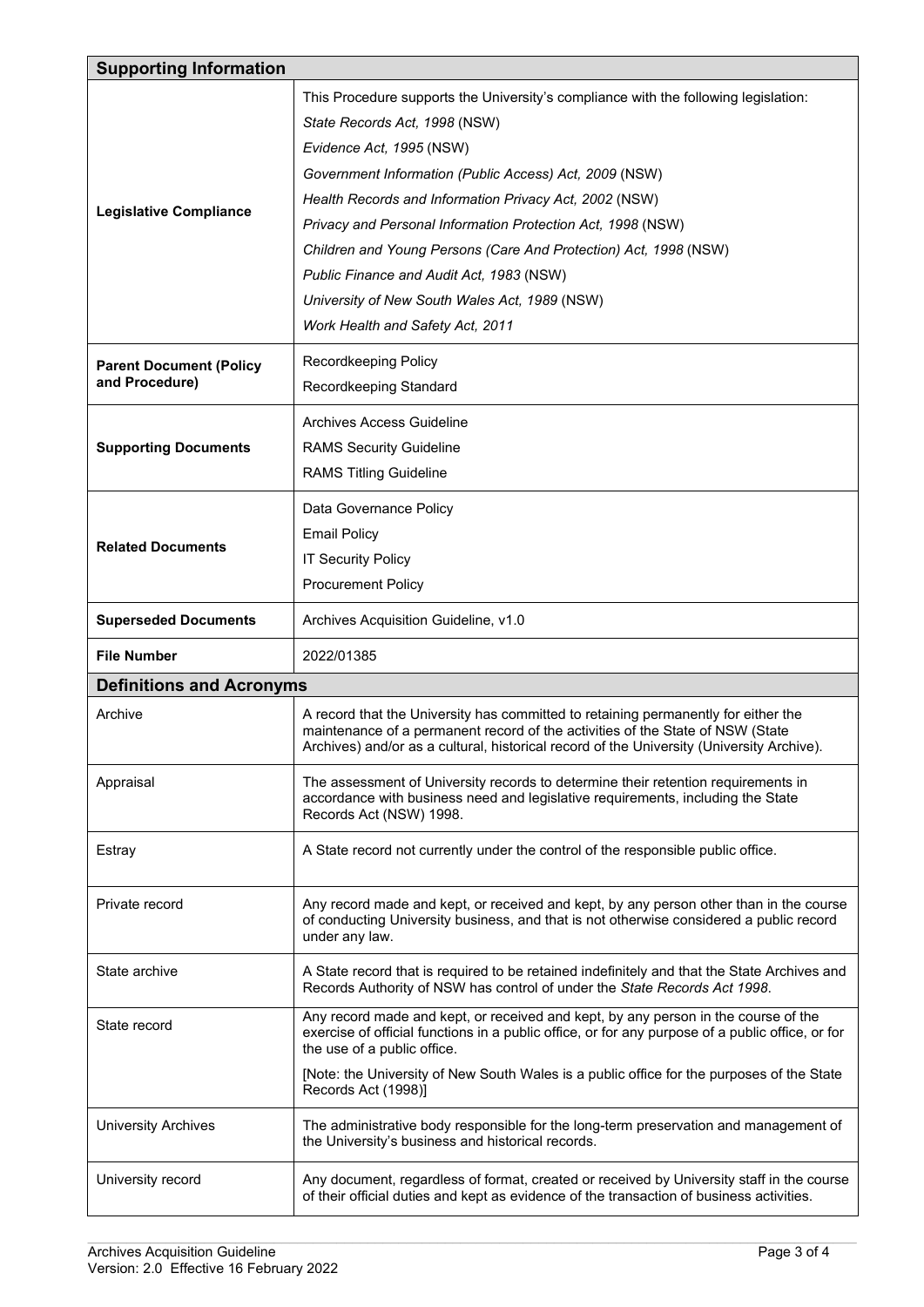| **Supporting Information** | |
|---|---|
| **Legislative Compliance** | This Procedure supports the University's compliance with the following legislation:<br>*State Records Act, 1998* (NSW)<br>*Evidence Act, 1995* (NSW)<br>*Government Information (Public Access) Act, 2009* (NSW)<br>*Health Records and Information Privacy Act, 2002* (NSW)<br>*Privacy and Personal Information Protection Act, 1998* (NSW)<br>*Children and Young Persons (Care And Protection) Act, 1998* (NSW)<br>*Public Finance and Audit Act, 1983* (NSW)<br>*University of New South Wales Act, 1989* (NSW)<br>*Work Health and Safety Act, 2011* |
| **Parent Document (Policy and Procedure)** | Recordkeeping Policy<br>Recordkeeping Standard |
| **Supporting Documents** | Archives Access Guideline<br>RAMS Security Guideline<br>RAMS Titling Guideline |
| **Related Documents** | Data Governance Policy<br>Email Policy<br>IT Security Policy<br>Procurement Policy |
| **Superseded Documents** | Archives Acquisition Guideline, v1.0 |
| **File Number** | 2022/01385 |

| **Definitions and Acronyms** | |
|---|---|
| Archive | A record that the University has committed to retaining permanently for either the maintenance of a permanent record of the activities of the State of NSW (State Archives) and/or as a cultural, historical record of the University (University Archive). |
| Appraisal | The assessment of University records to determine their retention requirements in accordance with business need and legislative requirements, including the State Records Act (NSW) 1998. |
| Estray | A State record not currently under the control of the responsible public office. |
| Private record | Any record made and kept, or received and kept, by any person other than in the course of conducting University business, and that is not otherwise considered a public record under any law. |
| State archive | A State record that is required to be retained indefinitely and that the State Archives and Records Authority of NSW has control of under the *State Records Act 1998*. |
| State record | Any record made and kept, or received and kept, by any person in the course of the exercise of official functions in a public office, or for any purpose of a public office, or for the use of a public office.<br>[Note: the University of New South Wales is a public office for the purposes of the State Records Act (1998)] |
| University Archives | The administrative body responsible for the long-term preservation and management of the University's business and historical records. |
| University record | Any document, regardless of format, created or received by University staff in the course of their official duties and kept as evidence of the transaction of business activities. |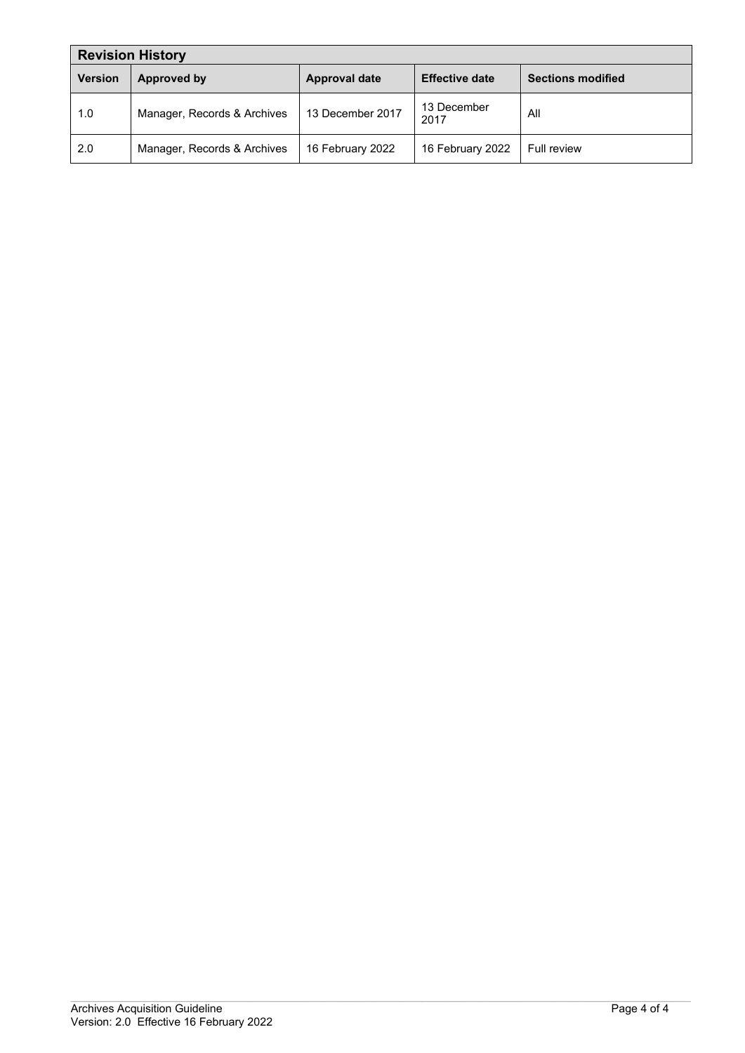| Revision History | | | | |
|---|---|---|---|---|
| **Version** | **Approved by** | **Approval date** | **Effective date** | **Sections modified** |
| 1.0 | Manager, Records & Archives | 13 December 2017 | 13 December 2017 | All |
| 2.0 | Manager, Records & Archives | 16 February 2022 | 16 February 2022 | Full review |